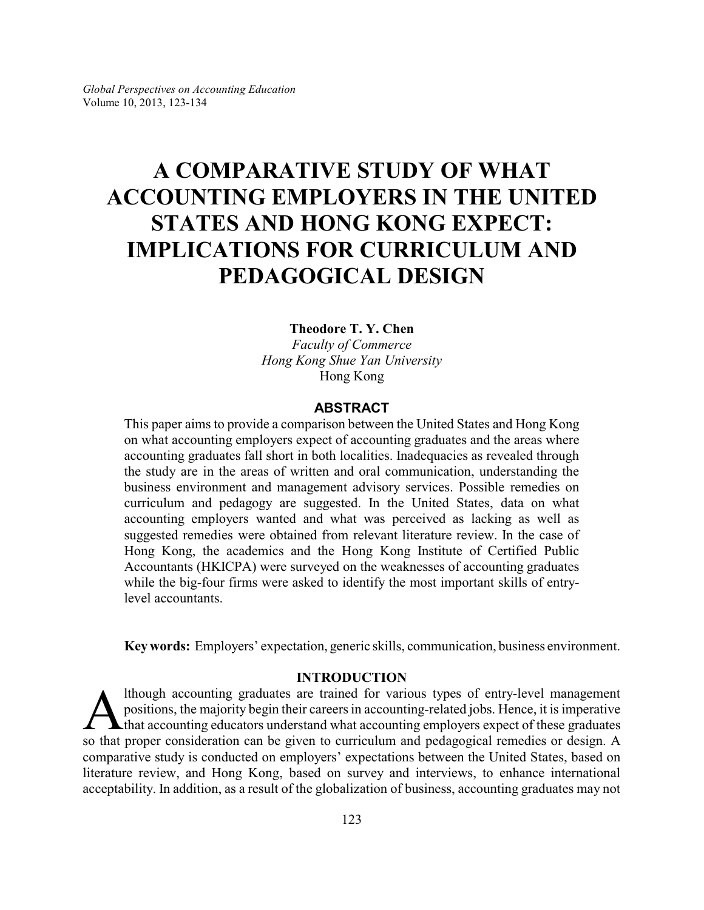# A COMPARATIVE STUDY OF WHAT ACCOUNTING EMPLOYERS IN THE UNITED STATES AND HONG KONG EXPECT: IMPLICATIONS FOR CURRICULUM AND PEDAGOGICAL DESIGN

**Theodore T. Y. Chen**
*Faculty of Commerce*
*Hong Kong Shue Yan University*
Hong Kong

## ABSTRACT

This paper aims to provide a comparison between the United States and Hong Kong on what accounting employers expect of accounting graduates and the areas where accounting graduates fall short in both localities. Inadequacies as revealed through the study are in the areas of written and oral communication, understanding the business environment and management advisory services. Possible remedies on curriculum and pedagogy are suggested. In the United States, data on what accounting employers wanted and what was perceived as lacking as well as suggested remedies were obtained from relevant literature review. In the case of Hong Kong, the academics and the Hong Kong Institute of Certified Public Accountants (HKICPA) were surveyed on the weaknesses of accounting graduates while the big-four firms were asked to identify the most important skills of entry-level accountants.

**Key words:** Employers' expectation, generic skills, communication, business environment.

## INTRODUCTION

Although accounting graduates are trained for various types of entry-level management positions, the majority begin their careers in accounting-related jobs. Hence, it is imperative that accounting educators understand what accounting employers expect of these graduates so that proper consideration can be given to curriculum and pedagogical remedies or design. A comparative study is conducted on employers' expectations between the United States, based on literature review, and Hong Kong, based on survey and interviews, to enhance international acceptability. In addition, as a result of the globalization of business, accounting graduates may not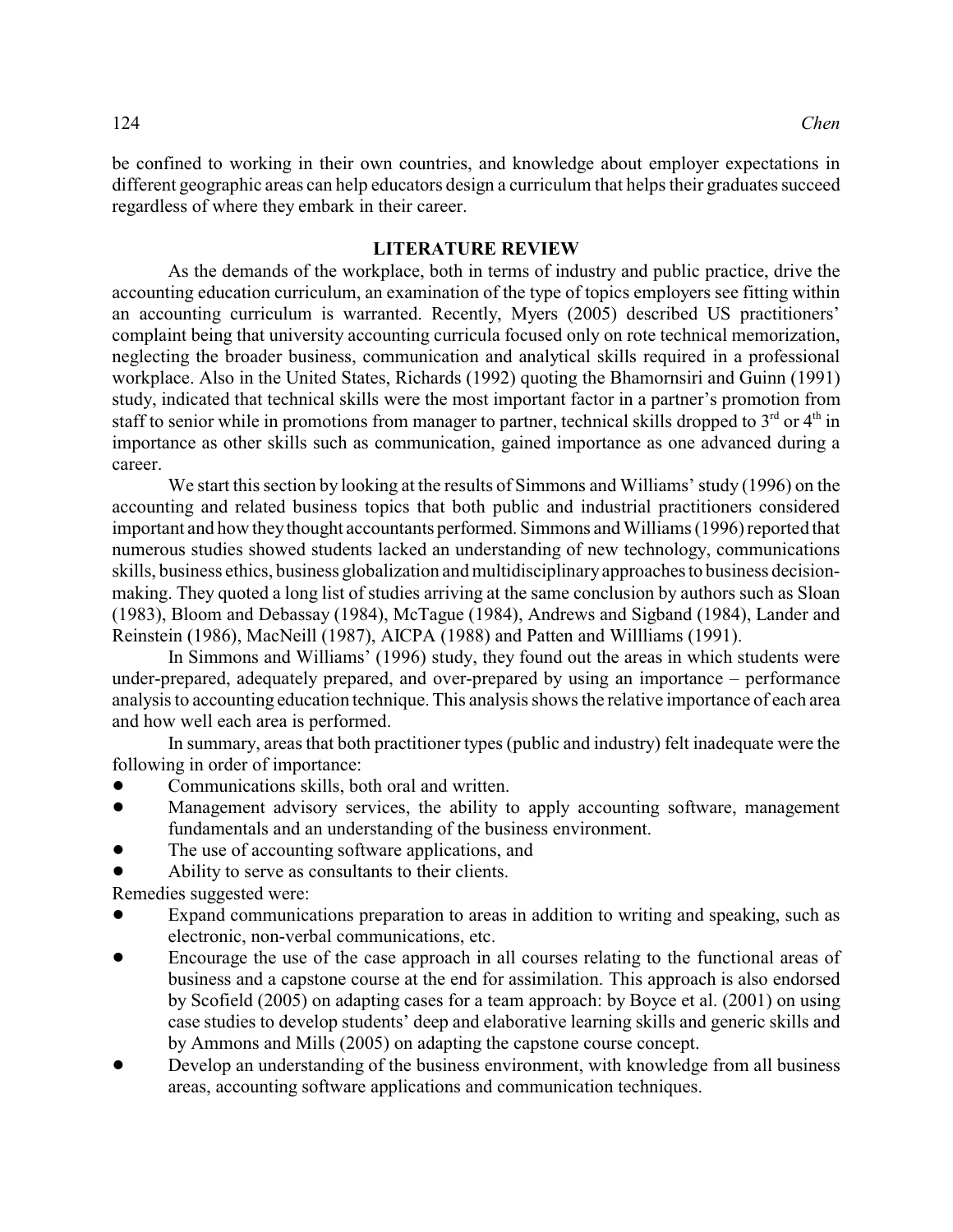be confined to working in their own countries, and knowledge about employer expectations in different geographic areas can help educators design a curriculum that helps their graduates succeed regardless of where they embark in their career.

## LITERATURE REVIEW

As the demands of the workplace, both in terms of industry and public practice, drive the accounting education curriculum, an examination of the type of topics employers see fitting within an accounting curriculum is warranted. Recently, Myers (2005) described US practitioners' complaint being that university accounting curricula focused only on rote technical memorization, neglecting the broader business, communication and analytical skills required in a professional workplace. Also in the United States, Richards (1992) quoting the Bhamornsiri and Guinn (1991) study, indicated that technical skills were the most important factor in a partner's promotion from staff to senior while in promotions from manager to partner, technical skills dropped to 3rd or 4th in importance as other skills such as communication, gained importance as one advanced during a career.

We start this section by looking at the results of Simmons and Williams' study (1996) on the accounting and related business topics that both public and industrial practitioners considered important and how they thought accountants performed. Simmons and Williams (1996) reported that numerous studies showed students lacked an understanding of new technology, communications skills, business ethics, business globalization and multidisciplinary approaches to business decision-making. They quoted a long list of studies arriving at the same conclusion by authors such as Sloan (1983), Bloom and Debassay (1984), McTague (1984), Andrews and Sigband (1984), Lander and Reinstein (1986), MacNeill (1987), AICPA (1988) and Patten and Willliams (1991).

In Simmons and Williams' (1996) study, they found out the areas in which students were under-prepared, adequately prepared, and over-prepared by using an importance – performance analysis to accounting education technique. This analysis shows the relative importance of each area and how well each area is performed.

In summary, areas that both practitioner types (public and industry) felt inadequate were the following in order of importance:

- Communications skills, both oral and written.
- Management advisory services, the ability to apply accounting software, management fundamentals and an understanding of the business environment.
- The use of accounting software applications, and
- Ability to serve as consultants to their clients.

Remedies suggested were:

- Expand communications preparation to areas in addition to writing and speaking, such as electronic, non-verbal communications, etc.
- Encourage the use of the case approach in all courses relating to the functional areas of business and a capstone course at the end for assimilation. This approach is also endorsed by Scofield (2005) on adapting cases for a team approach: by Boyce et al. (2001) on using case studies to develop students' deep and elaborative learning skills and generic skills and by Ammons and Mills (2005) on adapting the capstone course concept.
- Develop an understanding of the business environment, with knowledge from all business areas, accounting software applications and communication techniques.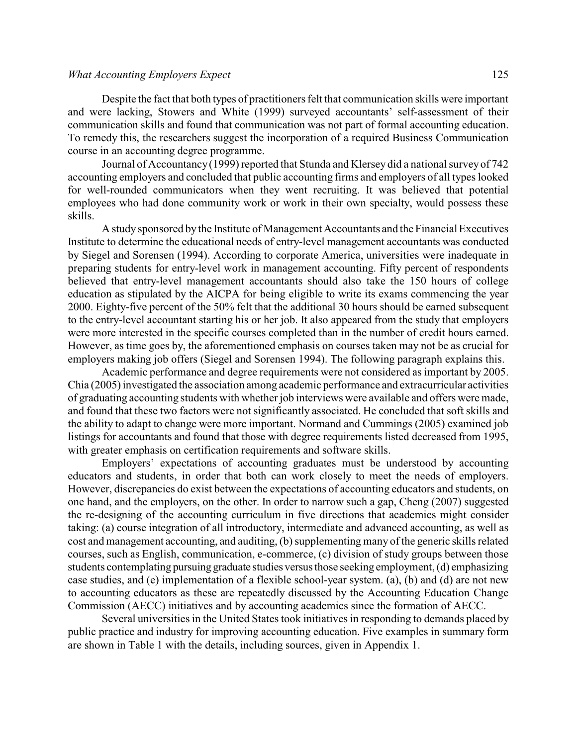Despite the fact that both types of practitioners felt that communication skills were important and were lacking, Stowers and White (1999) surveyed accountants' self-assessment of their communication skills and found that communication was not part of formal accounting education. To remedy this, the researchers suggest the incorporation of a required Business Communication course in an accounting degree programme.

Journal of Accountancy (1999) reported that Stunda and Klersey did a national survey of 742 accounting employers and concluded that public accounting firms and employers of all types looked for well-rounded communicators when they went recruiting. It was believed that potential employees who had done community work or work in their own specialty, would possess these skills.

A study sponsored by the Institute of Management Accountants and the Financial Executives Institute to determine the educational needs of entry-level management accountants was conducted by Siegel and Sorensen (1994). According to corporate America, universities were inadequate in preparing students for entry-level work in management accounting. Fifty percent of respondents believed that entry-level management accountants should also take the 150 hours of college education as stipulated by the AICPA for being eligible to write its exams commencing the year 2000. Eighty-five percent of the 50% felt that the additional 30 hours should be earned subsequent to the entry-level accountant starting his or her job. It also appeared from the study that employers were more interested in the specific courses completed than in the number of credit hours earned. However, as time goes by, the aforementioned emphasis on courses taken may not be as crucial for employers making job offers (Siegel and Sorensen 1994). The following paragraph explains this.

Academic performance and degree requirements were not considered as important by 2005. Chia (2005) investigated the association among academic performance and extracurricular activities of graduating accounting students with whether job interviews were available and offers were made, and found that these two factors were not significantly associated. He concluded that soft skills and the ability to adapt to change were more important. Normand and Cummings (2005) examined job listings for accountants and found that those with degree requirements listed decreased from 1995, with greater emphasis on certification requirements and software skills.

Employers' expectations of accounting graduates must be understood by accounting educators and students, in order that both can work closely to meet the needs of employers. However, discrepancies do exist between the expectations of accounting educators and students, on one hand, and the employers, on the other. In order to narrow such a gap, Cheng (2007) suggested the re-designing of the accounting curriculum in five directions that academics might consider taking: (a) course integration of all introductory, intermediate and advanced accounting, as well as cost and management accounting, and auditing, (b) supplementing many of the generic skills related courses, such as English, communication, e-commerce, (c) division of study groups between those students contemplating pursuing graduate studies versus those seeking employment, (d) emphasizing case studies, and (e) implementation of a flexible school-year system. (a), (b) and (d) are not new to accounting educators as these are repeatedly discussed by the Accounting Education Change Commission (AECC) initiatives and by accounting academics since the formation of AECC.

Several universities in the United States took initiatives in responding to demands placed by public practice and industry for improving accounting education. Five examples in summary form are shown in Table 1 with the details, including sources, given in Appendix 1.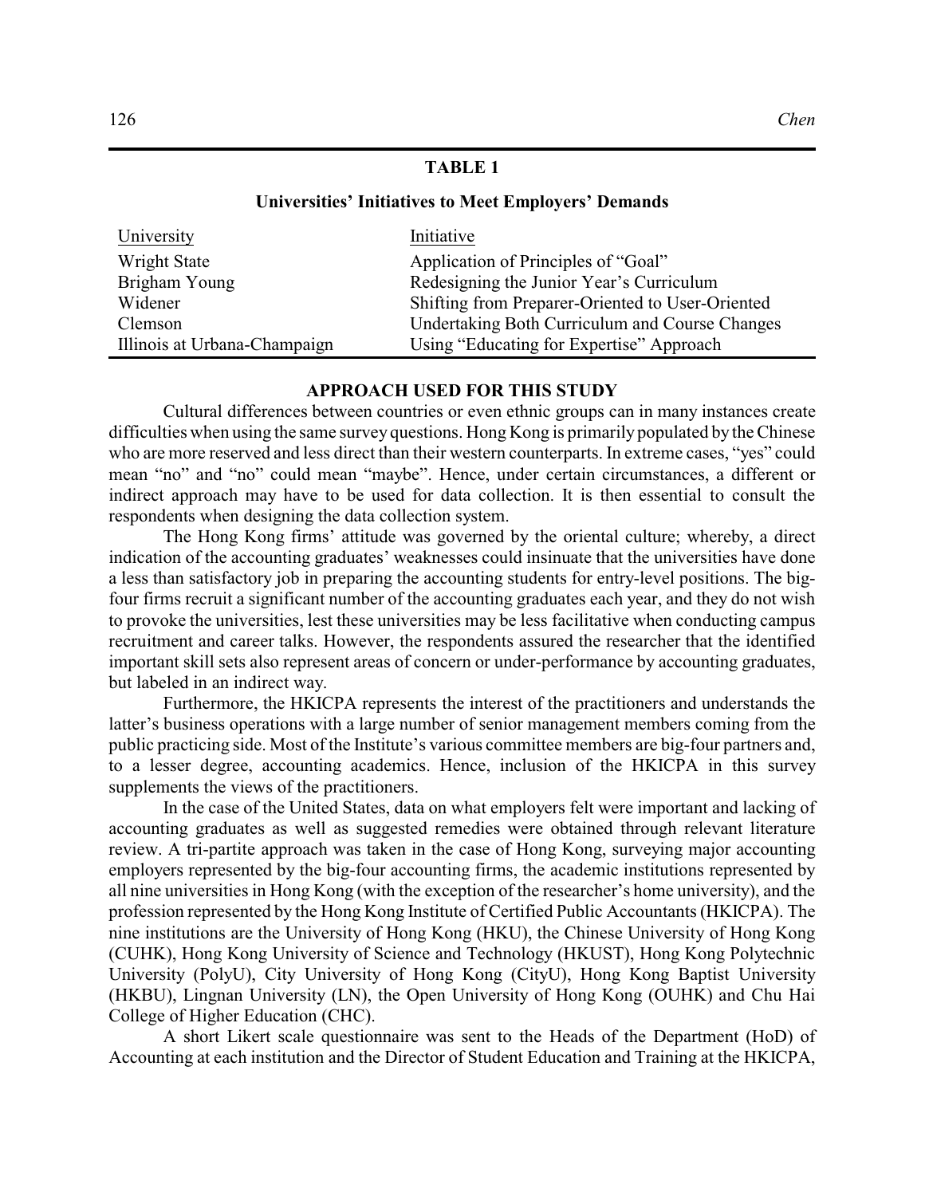**TABLE 1**

**Universities' Initiatives to Meet Employers' Demands**

| University | Initiative |
| --- | --- |
| Wright State | Application of Principles of "Goal" |
| Brigham Young | Redesigning the Junior Year's Curriculum |
| Widener | Shifting from Preparer-Oriented to User-Oriented |
| Clemson | Undertaking Both Curriculum and Course Changes |
| Illinois at Urbana-Champaign | Using "Educating for Expertise" Approach |

## APPROACH USED FOR THIS STUDY

Cultural differences between countries or even ethnic groups can in many instances create difficulties when using the same survey questions. Hong Kong is primarily populated by the Chinese who are more reserved and less direct than their western counterparts. In extreme cases, "yes" could mean "no" and "no" could mean "maybe". Hence, under certain circumstances, a different or indirect approach may have to be used for data collection. It is then essential to consult the respondents when designing the data collection system.

The Hong Kong firms' attitude was governed by the oriental culture; whereby, a direct indication of the accounting graduates' weaknesses could insinuate that the universities have done a less than satisfactory job in preparing the accounting students for entry-level positions. The big-four firms recruit a significant number of the accounting graduates each year, and they do not wish to provoke the universities, lest these universities may be less facilitative when conducting campus recruitment and career talks. However, the respondents assured the researcher that the identified important skill sets also represent areas of concern or under-performance by accounting graduates, but labeled in an indirect way.

Furthermore, the HKICPA represents the interest of the practitioners and understands the latter's business operations with a large number of senior management members coming from the public practicing side. Most of the Institute's various committee members are big-four partners and, to a lesser degree, accounting academics. Hence, inclusion of the HKICPA in this survey supplements the views of the practitioners.

In the case of the United States, data on what employers felt were important and lacking of accounting graduates as well as suggested remedies were obtained through relevant literature review. A tri-partite approach was taken in the case of Hong Kong, surveying major accounting employers represented by the big-four accounting firms, the academic institutions represented by all nine universities in Hong Kong (with the exception of the researcher's home university), and the profession represented by the Hong Kong Institute of Certified Public Accountants (HKICPA). The nine institutions are the University of Hong Kong (HKU), the Chinese University of Hong Kong (CUHK), Hong Kong University of Science and Technology (HKUST), Hong Kong Polytechnic University (PolyU), City University of Hong Kong (CityU), Hong Kong Baptist University (HKBU), Lingnan University (LN), the Open University of Hong Kong (OUHK) and Chu Hai College of Higher Education (CHC).

A short Likert scale questionnaire was sent to the Heads of the Department (HoD) of Accounting at each institution and the Director of Student Education and Training at the HKICPA,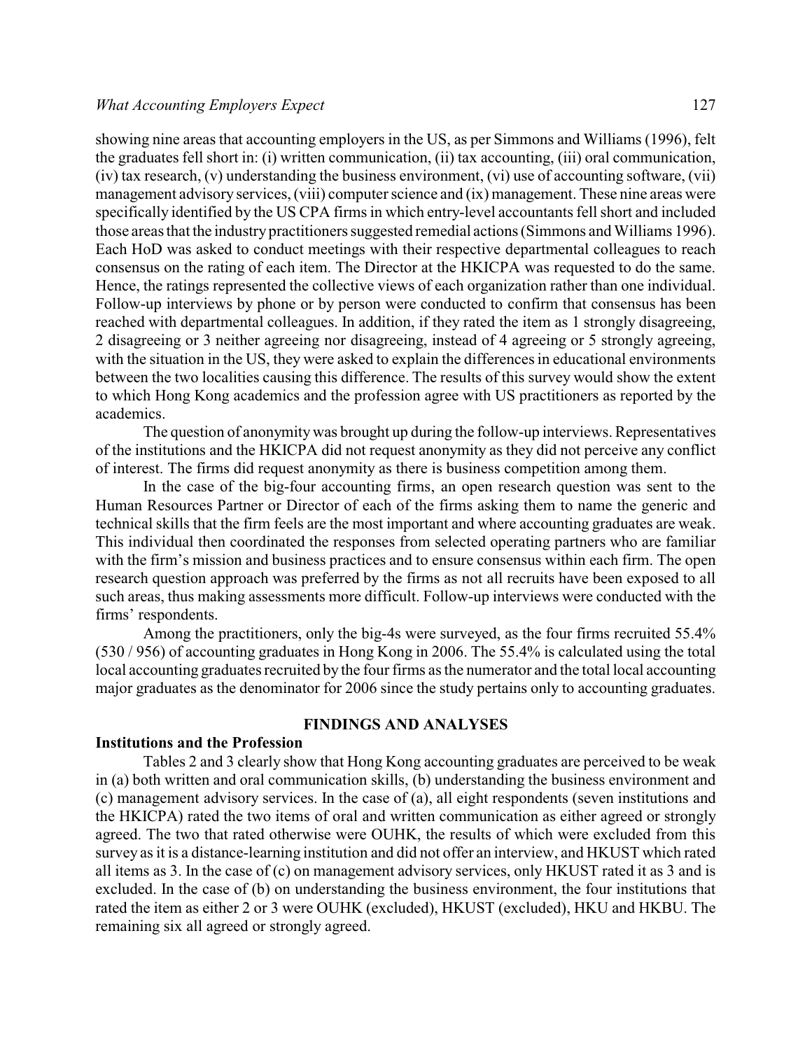showing nine areas that accounting employers in the US, as per Simmons and Williams (1996), felt the graduates fell short in: (i) written communication, (ii) tax accounting, (iii) oral communication, (iv) tax research, (v) understanding the business environment, (vi) use of accounting software, (vii) management advisory services, (viii) computer science and (ix) management. These nine areas were specifically identified by the US CPA firms in which entry-level accountants fell short and included those areas that the industry practitioners suggested remedial actions (Simmons and Williams 1996). Each HoD was asked to conduct meetings with their respective departmental colleagues to reach consensus on the rating of each item. The Director at the HKICPA was requested to do the same. Hence, the ratings represented the collective views of each organization rather than one individual. Follow-up interviews by phone or by person were conducted to confirm that consensus has been reached with departmental colleagues. In addition, if they rated the item as 1 strongly disagreeing, 2 disagreeing or 3 neither agreeing nor disagreeing, instead of 4 agreeing or 5 strongly agreeing, with the situation in the US, they were asked to explain the differences in educational environments between the two localities causing this difference. The results of this survey would show the extent to which Hong Kong academics and the profession agree with US practitioners as reported by the academics.

The question of anonymity was brought up during the follow-up interviews. Representatives of the institutions and the HKICPA did not request anonymity as they did not perceive any conflict of interest. The firms did request anonymity as there is business competition among them.

In the case of the big-four accounting firms, an open research question was sent to the Human Resources Partner or Director of each of the firms asking them to name the generic and technical skills that the firm feels are the most important and where accounting graduates are weak. This individual then coordinated the responses from selected operating partners who are familiar with the firm's mission and business practices and to ensure consensus within each firm. The open research question approach was preferred by the firms as not all recruits have been exposed to all such areas, thus making assessments more difficult. Follow-up interviews were conducted with the firms' respondents.

Among the practitioners, only the big-4s were surveyed, as the four firms recruited 55.4% (530 / 956) of accounting graduates in Hong Kong in 2006. The 55.4% is calculated using the total local accounting graduates recruited by the four firms as the numerator and the total local accounting major graduates as the denominator for 2006 since the study pertains only to accounting graduates.

## FINDINGS AND ANALYSES

### Institutions and the Profession

Tables 2 and 3 clearly show that Hong Kong accounting graduates are perceived to be weak in (a) both written and oral communication skills, (b) understanding the business environment and (c) management advisory services. In the case of (a), all eight respondents (seven institutions and the HKICPA) rated the two items of oral and written communication as either agreed or strongly agreed. The two that rated otherwise were OUHK, the results of which were excluded from this survey as it is a distance-learning institution and did not offer an interview, and HKUST which rated all items as 3. In the case of (c) on management advisory services, only HKUST rated it as 3 and is excluded. In the case of (b) on understanding the business environment, the four institutions that rated the item as either 2 or 3 were OUHK (excluded), HKUST (excluded), HKU and HKBU. The remaining six all agreed or strongly agreed.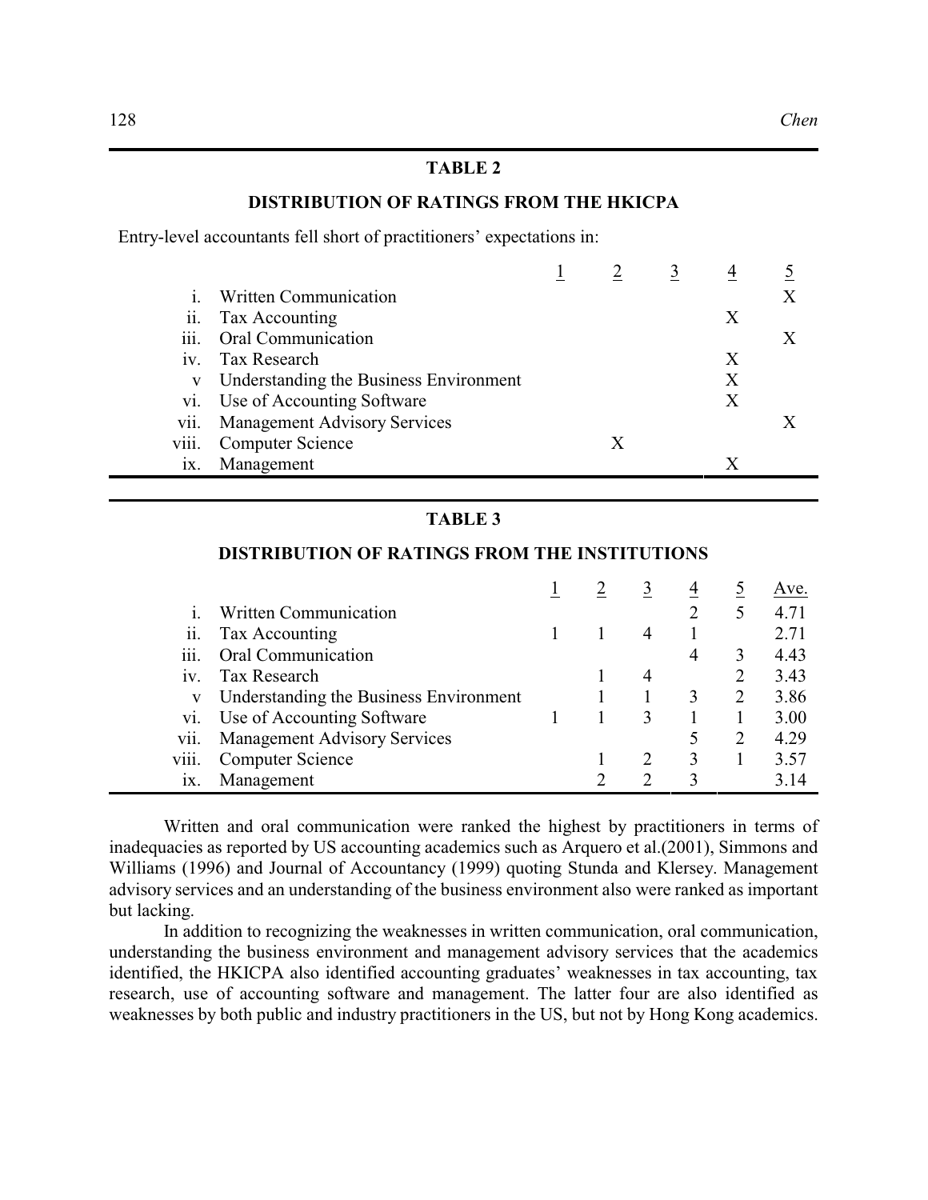**TABLE 2**

**DISTRIBUTION OF RATINGS FROM THE HKICPA**

Entry-level accountants fell short of practitioners' expectations in:

| | | 1 | 2 | 3 | 4 | 5 |
|---|---|---|---|---|---|---|
| i. | Written Communication | | | | | X |
| ii. | Tax Accounting | | | | X | |
| iii. | Oral Communication | | | | | X |
| iv. | Tax Research | | | | X | |
| v | Understanding the Business Environment | | | | X | |
| vi. | Use of Accounting Software | | | | X | |
| vii. | Management Advisory Services | | | | | X |
| viii. | Computer Science | | X | | | |
| ix. | Management | | | | X | |

**TABLE 3**

**DISTRIBUTION OF RATINGS FROM THE INSTITUTIONS**

| | | 1 | 2 | 3 | 4 | 5 | Ave. |
|---|---|---|---|---|---|---|---|
| i. | Written Communication | | | | 2 | 5 | 4.71 |
| ii. | Tax Accounting | 1 | 1 | 4 | 1 | | 2.71 |
| iii. | Oral Communication | | | | 4 | 3 | 4.43 |
| iv. | Tax Research | | 1 | 4 | | 2 | 3.43 |
| v | Understanding the Business Environment | | 1 | 1 | 3 | 2 | 3.86 |
| vi. | Use of Accounting Software | 1 | 1 | 3 | 1 | 1 | 3.00 |
| vii. | Management Advisory Services | | | | 5 | 2 | 4.29 |
| viii. | Computer Science | | 1 | 2 | 3 | 1 | 3.57 |
| ix. | Management | | 2 | 2 | 3 | | 3.14 |

Written and oral communication were ranked the highest by practitioners in terms of inadequacies as reported by US accounting academics such as Arquero et al.(2001), Simmons and Williams (1996) and Journal of Accountancy (1999) quoting Stunda and Klersey. Management advisory services and an understanding of the business environment also were ranked as important but lacking.

In addition to recognizing the weaknesses in written communication, oral communication, understanding the business environment and management advisory services that the academics identified, the HKICPA also identified accounting graduates' weaknesses in tax accounting, tax research, use of accounting software and management. The latter four are also identified as weaknesses by both public and industry practitioners in the US, but not by Hong Kong academics.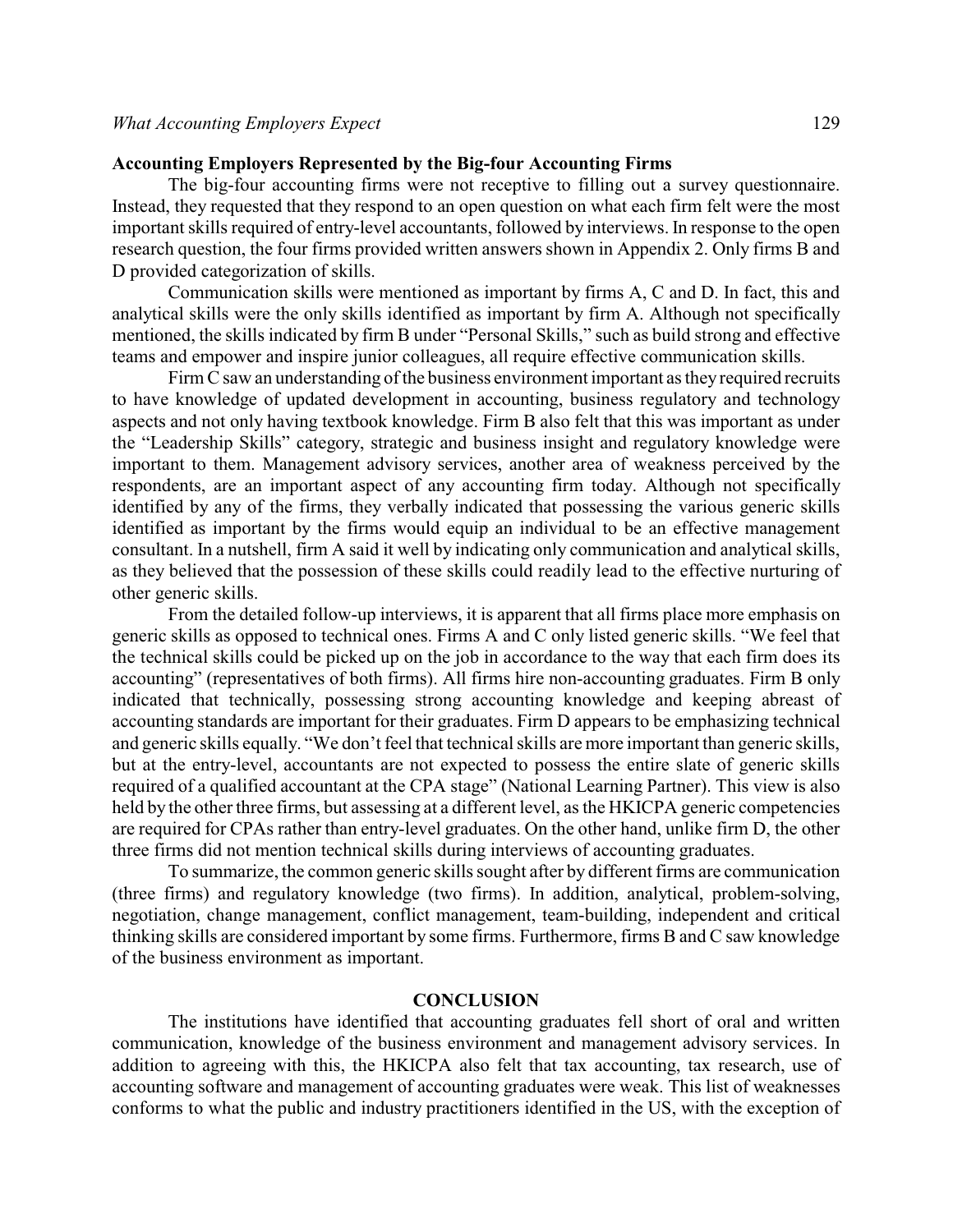### Accounting Employers Represented by the Big-four Accounting Firms

The big-four accounting firms were not receptive to filling out a survey questionnaire. Instead, they requested that they respond to an open question on what each firm felt were the most important skills required of entry-level accountants, followed by interviews. In response to the open research question, the four firms provided written answers shown in Appendix 2. Only firms B and D provided categorization of skills.

Communication skills were mentioned as important by firms A, C and D. In fact, this and analytical skills were the only skills identified as important by firm A. Although not specifically mentioned, the skills indicated by firm B under "Personal Skills," such as build strong and effective teams and empower and inspire junior colleagues, all require effective communication skills.

Firm C saw an understanding of the business environment important as they required recruits to have knowledge of updated development in accounting, business regulatory and technology aspects and not only having textbook knowledge. Firm B also felt that this was important as under the "Leadership Skills" category, strategic and business insight and regulatory knowledge were important to them. Management advisory services, another area of weakness perceived by the respondents, are an important aspect of any accounting firm today. Although not specifically identified by any of the firms, they verbally indicated that possessing the various generic skills identified as important by the firms would equip an individual to be an effective management consultant. In a nutshell, firm A said it well by indicating only communication and analytical skills, as they believed that the possession of these skills could readily lead to the effective nurturing of other generic skills.

From the detailed follow-up interviews, it is apparent that all firms place more emphasis on generic skills as opposed to technical ones. Firms A and C only listed generic skills. "We feel that the technical skills could be picked up on the job in accordance to the way that each firm does its accounting" (representatives of both firms). All firms hire non-accounting graduates. Firm B only indicated that technically, possessing strong accounting knowledge and keeping abreast of accounting standards are important for their graduates. Firm D appears to be emphasizing technical and generic skills equally. "We don't feel that technical skills are more important than generic skills, but at the entry-level, accountants are not expected to possess the entire slate of generic skills required of a qualified accountant at the CPA stage" (National Learning Partner). This view is also held by the other three firms, but assessing at a different level, as the HKICPA generic competencies are required for CPAs rather than entry-level graduates. On the other hand, unlike firm D, the other three firms did not mention technical skills during interviews of accounting graduates.

To summarize, the common generic skills sought after by different firms are communication (three firms) and regulatory knowledge (two firms). In addition, analytical, problem-solving, negotiation, change management, conflict management, team-building, independent and critical thinking skills are considered important by some firms. Furthermore, firms B and C saw knowledge of the business environment as important.

## CONCLUSION

The institutions have identified that accounting graduates fell short of oral and written communication, knowledge of the business environment and management advisory services. In addition to agreeing with this, the HKICPA also felt that tax accounting, tax research, use of accounting software and management of accounting graduates were weak. This list of weaknesses conforms to what the public and industry practitioners identified in the US, with the exception of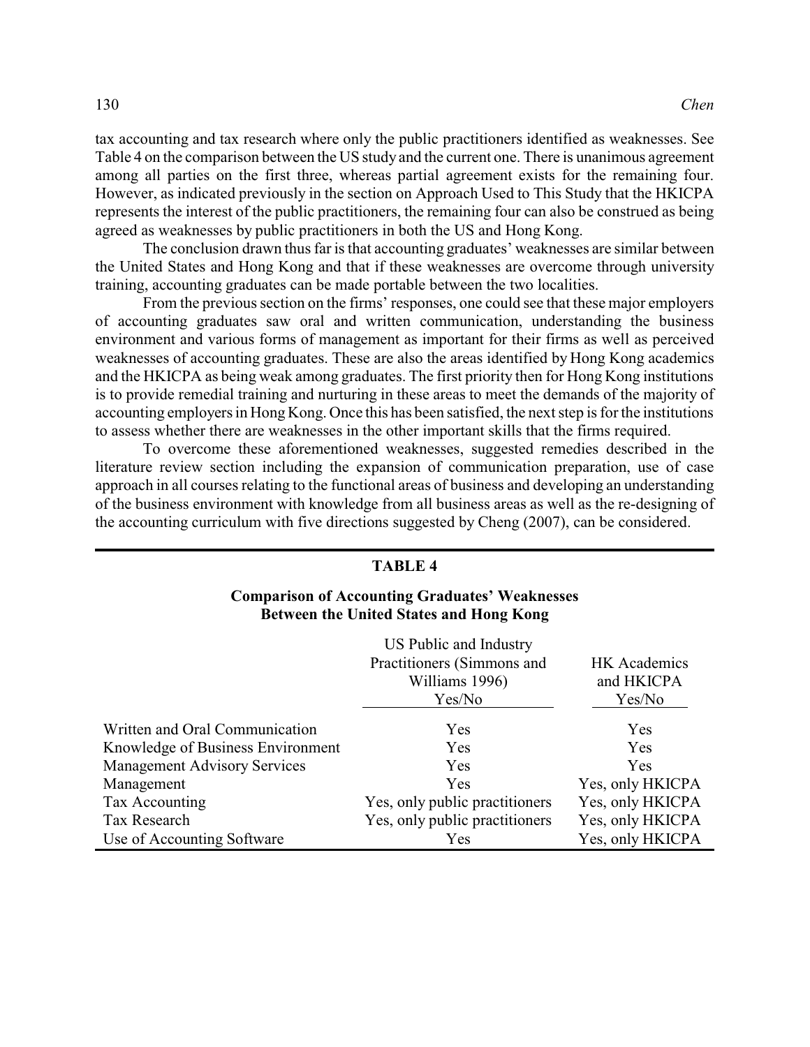tax accounting and tax research where only the public practitioners identified as weaknesses. See Table 4 on the comparison between the US study and the current one. There is unanimous agreement among all parties on the first three, whereas partial agreement exists for the remaining four. However, as indicated previously in the section on Approach Used to This Study that the HKICPA represents the interest of the public practitioners, the remaining four can also be construed as being agreed as weaknesses by public practitioners in both the US and Hong Kong.

The conclusion drawn thus far is that accounting graduates' weaknesses are similar between the United States and Hong Kong and that if these weaknesses are overcome through university training, accounting graduates can be made portable between the two localities.

From the previous section on the firms' responses, one could see that these major employers of accounting graduates saw oral and written communication, understanding the business environment and various forms of management as important for their firms as well as perceived weaknesses of accounting graduates. These are also the areas identified by Hong Kong academics and the HKICPA as being weak among graduates. The first priority then for Hong Kong institutions is to provide remedial training and nurturing in these areas to meet the demands of the majority of accounting employers in Hong Kong. Once this has been satisfied, the next step is for the institutions to assess whether there are weaknesses in the other important skills that the firms required.

To overcome these aforementioned weaknesses, suggested remedies described in the literature review section including the expansion of communication preparation, use of case approach in all courses relating to the functional areas of business and developing an understanding of the business environment with knowledge from all business areas as well as the re-designing of the accounting curriculum with five directions suggested by Cheng (2007), can be considered.

**TABLE 4**

**Comparison of Accounting Graduates' Weaknesses Between the United States and Hong Kong**

| | US Public and Industry Practitioners (Simmons and Williams 1996) Yes/No | HK Academics and HKICPA Yes/No |
|---|---|---|
| Written and Oral Communication | Yes | Yes |
| Knowledge of Business Environment | Yes | Yes |
| Management Advisory Services | Yes | Yes |
| Management | Yes | Yes, only HKICPA |
| Tax Accounting | Yes, only public practitioners | Yes, only HKICPA |
| Tax Research | Yes, only public practitioners | Yes, only HKICPA |
| Use of Accounting Software | Yes | Yes, only HKICPA |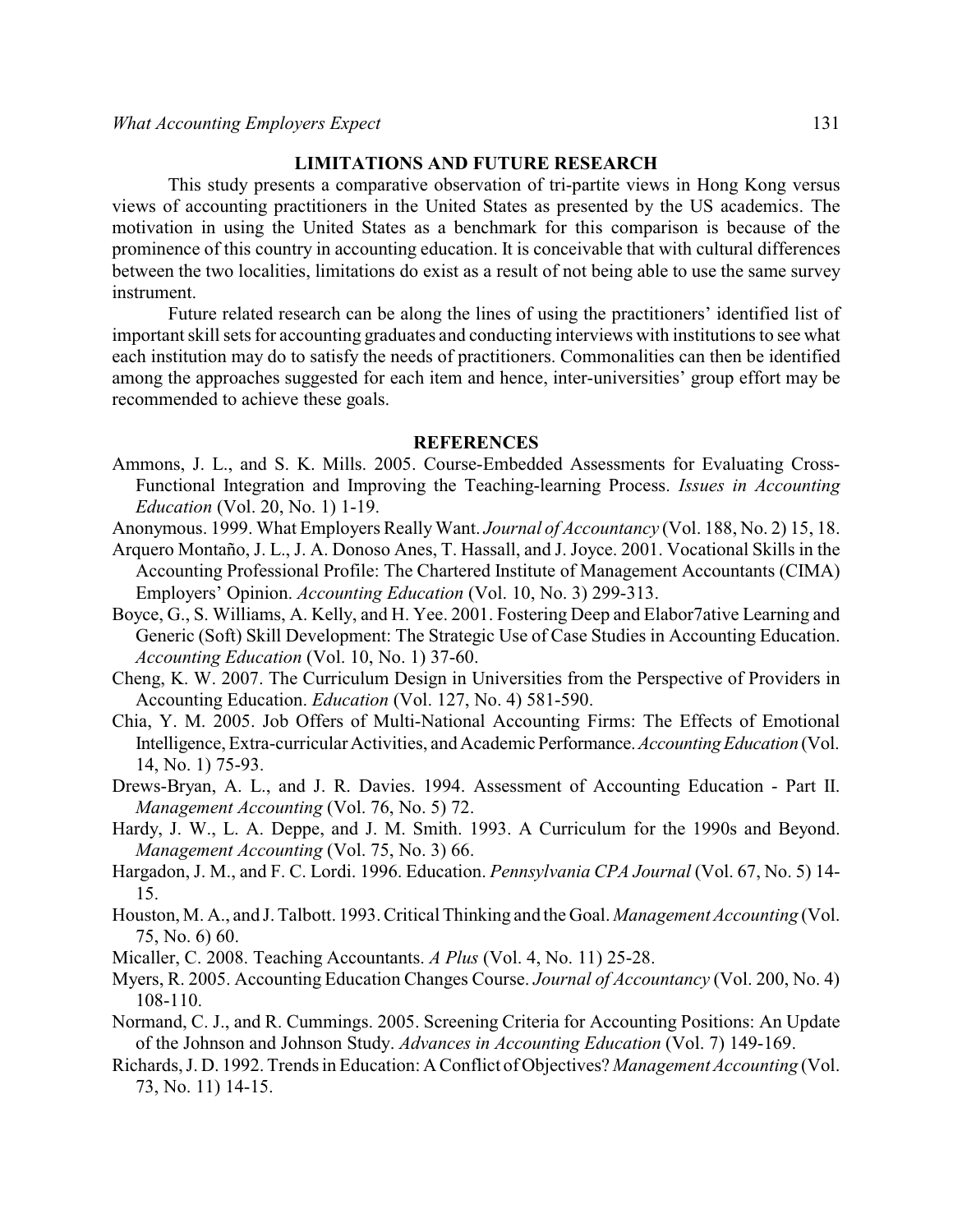## LIMITATIONS AND FUTURE RESEARCH

This study presents a comparative observation of tri-partite views in Hong Kong versus views of accounting practitioners in the United States as presented by the US academics. The motivation in using the United States as a benchmark for this comparison is because of the prominence of this country in accounting education. It is conceivable that with cultural differences between the two localities, limitations do exist as a result of not being able to use the same survey instrument.

Future related research can be along the lines of using the practitioners' identified list of important skill sets for accounting graduates and conducting interviews with institutions to see what each institution may do to satisfy the needs of practitioners. Commonalities can then be identified among the approaches suggested for each item and hence, inter-universities' group effort may be recommended to achieve these goals.

## REFERENCES

Ammons, J. L., and S. K. Mills. 2005. Course-Embedded Assessments for Evaluating Cross-Functional Integration and Improving the Teaching-learning Process. *Issues in Accounting Education* (Vol. 20, No. 1) 1-19.

Anonymous. 1999. What Employers Really Want. *Journal of Accountancy* (Vol. 188, No. 2) 15, 18.

Arquero Montaño, J. L., J. A. Donoso Anes, T. Hassall, and J. Joyce. 2001. Vocational Skills in the Accounting Professional Profile: The Chartered Institute of Management Accountants (CIMA) Employers' Opinion. *Accounting Education* (Vol. 10, No. 3) 299-313.

Boyce, G., S. Williams, A. Kelly, and H. Yee. 2001. Fostering Deep and Elabor7ative Learning and Generic (Soft) Skill Development: The Strategic Use of Case Studies in Accounting Education. *Accounting Education* (Vol. 10, No. 1) 37-60.

Cheng, K. W. 2007. The Curriculum Design in Universities from the Perspective of Providers in Accounting Education. *Education* (Vol. 127, No. 4) 581-590.

Chia, Y. M. 2005. Job Offers of Multi-National Accounting Firms: The Effects of Emotional Intelligence, Extra-curricular Activities, and Academic Performance. *Accounting Education* (Vol. 14, No. 1) 75-93.

Drews-Bryan, A. L., and J. R. Davies. 1994. Assessment of Accounting Education - Part II. *Management Accounting* (Vol. 76, No. 5) 72.

Hardy, J. W., L. A. Deppe, and J. M. Smith. 1993. A Curriculum for the 1990s and Beyond. *Management Accounting* (Vol. 75, No. 3) 66.

Hargadon, J. M., and F. C. Lordi. 1996. Education. *Pennsylvania CPA Journal* (Vol. 67, No. 5) 14-15.

Houston, M. A., and J. Talbott. 1993. Critical Thinking and the Goal. *Management Accounting* (Vol. 75, No. 6) 60.

Micaller, C. 2008. Teaching Accountants. *A Plus* (Vol. 4, No. 11) 25-28.

Myers, R. 2005. Accounting Education Changes Course. *Journal of Accountancy* (Vol. 200, No. 4) 108-110.

Normand, C. J., and R. Cummings. 2005. Screening Criteria for Accounting Positions: An Update of the Johnson and Johnson Study. *Advances in Accounting Education* (Vol. 7) 149-169.

Richards, J. D. 1992. Trends in Education: A Conflict of Objectives? *Management Accounting* (Vol. 73, No. 11) 14-15.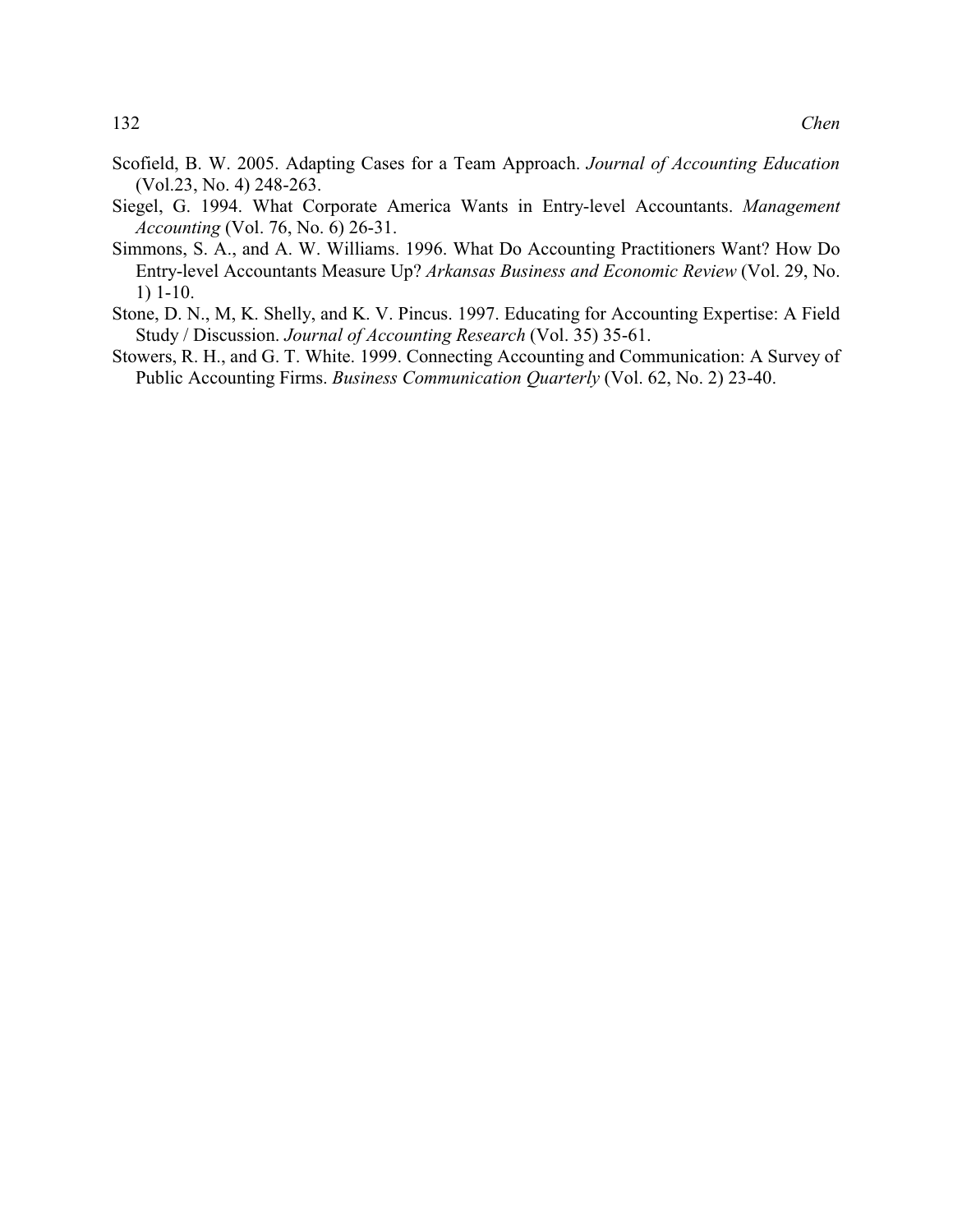Scofield, B. W. 2005. Adapting Cases for a Team Approach. *Journal of Accounting Education* (Vol.23, No. 4) 248-263.

Siegel, G. 1994. What Corporate America Wants in Entry-level Accountants. *Management Accounting* (Vol. 76, No. 6) 26-31.

Simmons, S. A., and A. W. Williams. 1996. What Do Accounting Practitioners Want? How Do Entry-level Accountants Measure Up? *Arkansas Business and Economic Review* (Vol. 29, No. 1) 1-10.

Stone, D. N., M, K. Shelly, and K. V. Pincus. 1997. Educating for Accounting Expertise: A Field Study / Discussion. *Journal of Accounting Research* (Vol. 35) 35-61.

Stowers, R. H., and G. T. White. 1999. Connecting Accounting and Communication: A Survey of Public Accounting Firms. *Business Communication Quarterly* (Vol. 62, No. 2) 23-40.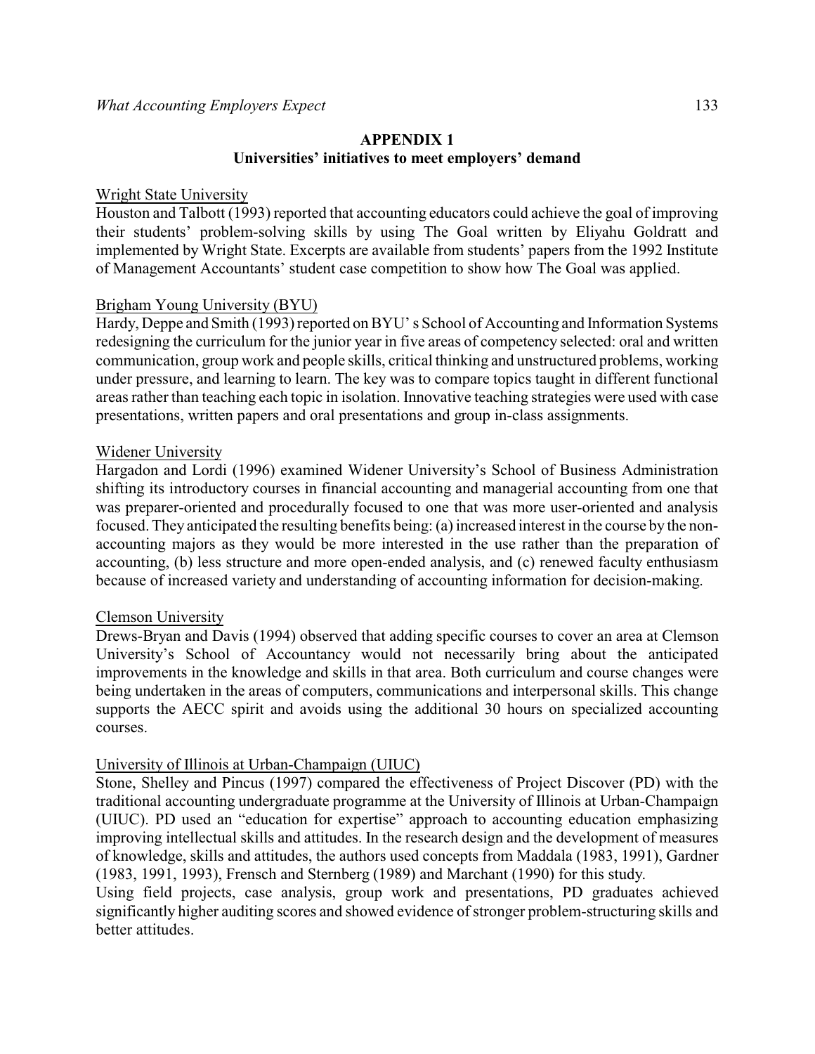## APPENDIX 1
## Universities' initiatives to meet employers' demand

Wright State University

Houston and Talbott (1993) reported that accounting educators could achieve the goal of improving their students' problem-solving skills by using The Goal written by Eliyahu Goldratt and implemented by Wright State. Excerpts are available from students' papers from the 1992 Institute of Management Accountants' student case competition to show how The Goal was applied.

Brigham Young University (BYU)

Hardy, Deppe and Smith (1993) reported on BYU' s School of Accounting and Information Systems redesigning the curriculum for the junior year in five areas of competency selected: oral and written communication, group work and people skills, critical thinking and unstructured problems, working under pressure, and learning to learn. The key was to compare topics taught in different functional areas rather than teaching each topic in isolation. Innovative teaching strategies were used with case presentations, written papers and oral presentations and group in-class assignments.

Widener University

Hargadon and Lordi (1996) examined Widener University's School of Business Administration shifting its introductory courses in financial accounting and managerial accounting from one that was preparer-oriented and procedurally focused to one that was more user-oriented and analysis focused. They anticipated the resulting benefits being: (a) increased interest in the course by the non-accounting majors as they would be more interested in the use rather than the preparation of accounting, (b) less structure and more open-ended analysis, and (c) renewed faculty enthusiasm because of increased variety and understanding of accounting information for decision-making.

Clemson University

Drews-Bryan and Davis (1994) observed that adding specific courses to cover an area at Clemson University's School of Accountancy would not necessarily bring about the anticipated improvements in the knowledge and skills in that area. Both curriculum and course changes were being undertaken in the areas of computers, communications and interpersonal skills. This change supports the AECC spirit and avoids using the additional 30 hours on specialized accounting courses.

University of Illinois at Urban-Champaign (UIUC)

Stone, Shelley and Pincus (1997) compared the effectiveness of Project Discover (PD) with the traditional accounting undergraduate programme at the University of Illinois at Urban-Champaign (UIUC). PD used an "education for expertise" approach to accounting education emphasizing improving intellectual skills and attitudes. In the research design and the development of measures of knowledge, skills and attitudes, the authors used concepts from Maddala (1983, 1991), Gardner (1983, 1991, 1993), Frensch and Sternberg (1989) and Marchant (1990) for this study.

Using field projects, case analysis, group work and presentations, PD graduates achieved significantly higher auditing scores and showed evidence of stronger problem-structuring skills and better attitudes.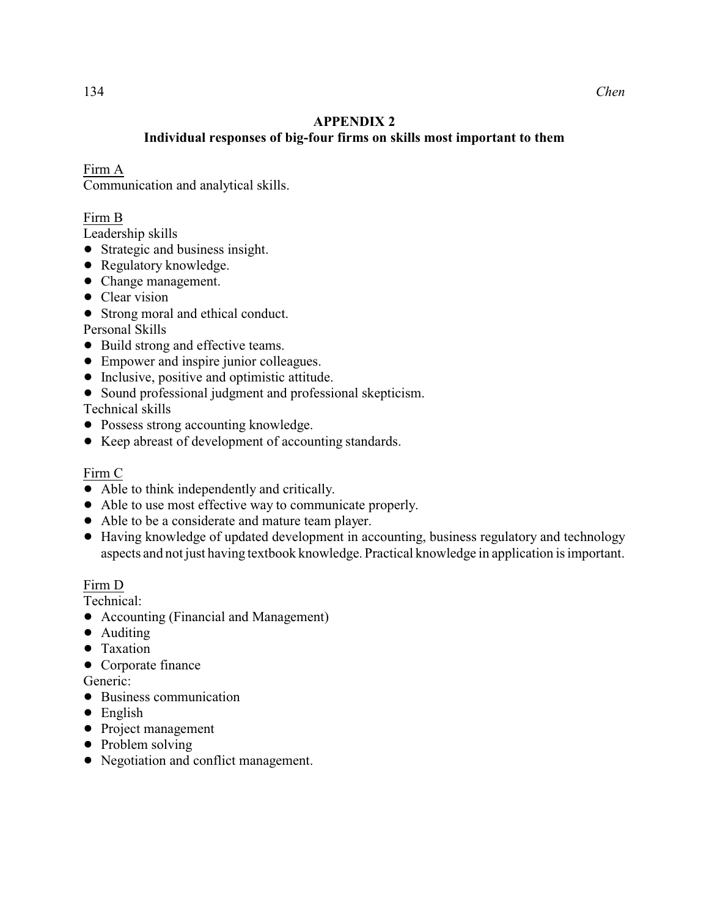## APPENDIX 2

### Individual responses of big-four firms on skills most important to them

Firm A

Communication and analytical skills.

Firm B

Leadership skills

- Strategic and business insight.
- Regulatory knowledge.
- Change management.
- Clear vision
- Strong moral and ethical conduct.

Personal Skills

- Build strong and effective teams.
- Empower and inspire junior colleagues.
- Inclusive, positive and optimistic attitude.
- Sound professional judgment and professional skepticism.

Technical skills

- Possess strong accounting knowledge.
- Keep abreast of development of accounting standards.

Firm C

- Able to think independently and critically.
- Able to use most effective way to communicate properly.
- Able to be a considerate and mature team player.
- Having knowledge of updated development in accounting, business regulatory and technology aspects and not just having textbook knowledge. Practical knowledge in application is important.

Firm D

Technical:

- Accounting (Financial and Management)
- Auditing
- Taxation
- Corporate finance

Generic:

- Business communication
- English
- Project management
- Problem solving
- Negotiation and conflict management.